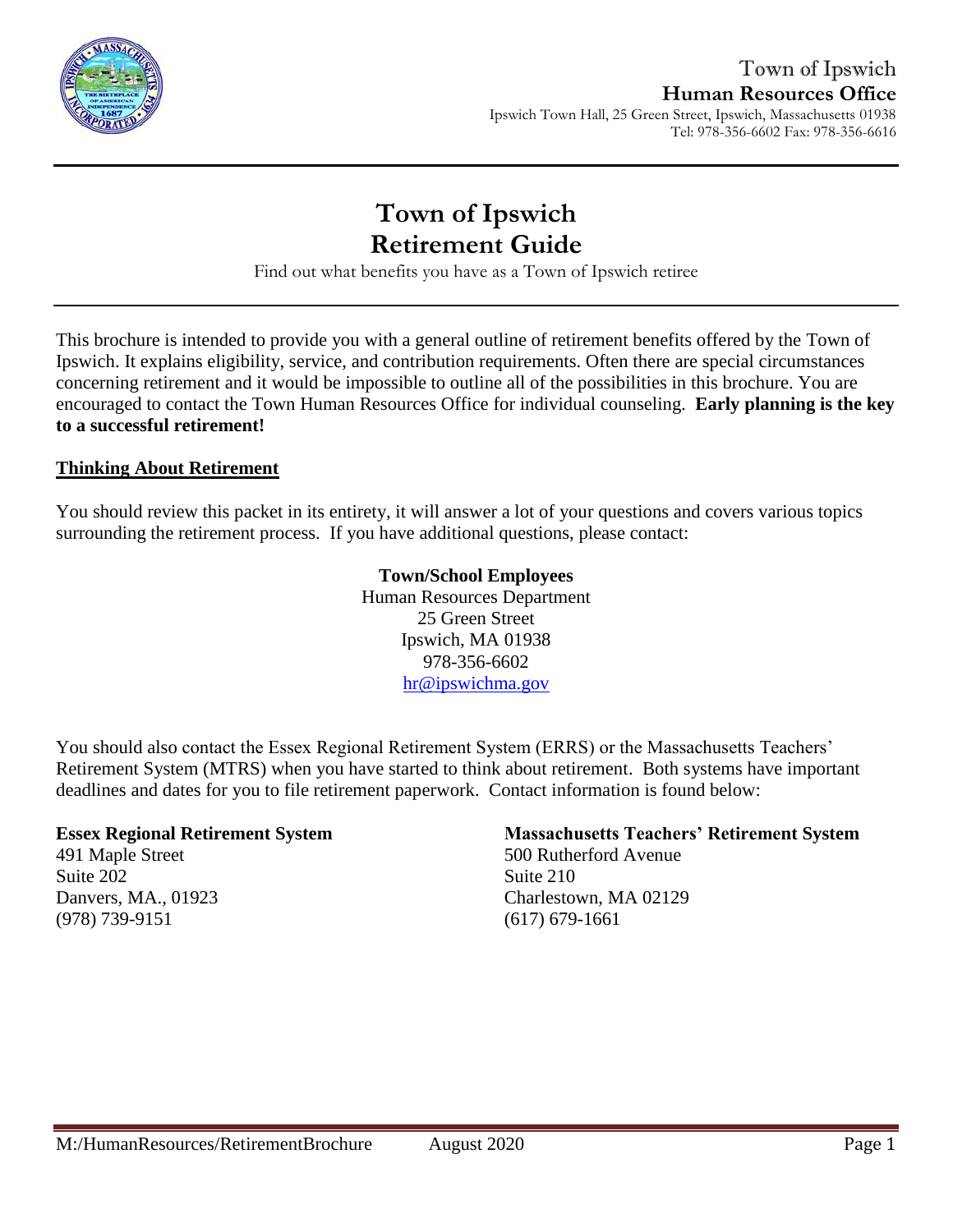Town of Ipswich
**Human Resources Office**
Ipswich Town Hall, 25 Green Street, Ipswich, Massachusetts 01938
Tel: 978-356-6602 Fax: 978-356-6616

# Town of Ipswich
# Retirement Guide

Find out what benefits you have as a Town of Ipswich retiree

This brochure is intended to provide you with a general outline of retirement benefits offered by the Town of Ipswich. It explains eligibility, service, and contribution requirements. Often there are special circumstances concerning retirement and it would be impossible to outline all of the possibilities in this brochure. You are encouraged to contact the Town Human Resources Office for individual counseling. **Early planning is the key to a successful retirement!**

## Thinking About Retirement

You should review this packet in its entirety, it will answer a lot of your questions and covers various topics surrounding the retirement process. If you have additional questions, please contact:

**Town/School Employees**
Human Resources Department
25 Green Street
Ipswich, MA 01938
978-356-6602
hr@ipswichma.gov

You should also contact the Essex Regional Retirement System (ERRS) or the Massachusetts Teachers' Retirement System (MTRS) when you have started to think about retirement. Both systems have important deadlines and dates for you to file retirement paperwork. Contact information is found below:

**Essex Regional Retirement System**
491 Maple Street
Suite 202
Danvers, MA., 01923
(978) 739-9151

**Massachusetts Teachers' Retirement System**
500 Rutherford Avenue
Suite 210
Charlestown, MA 02129
(617) 679-1661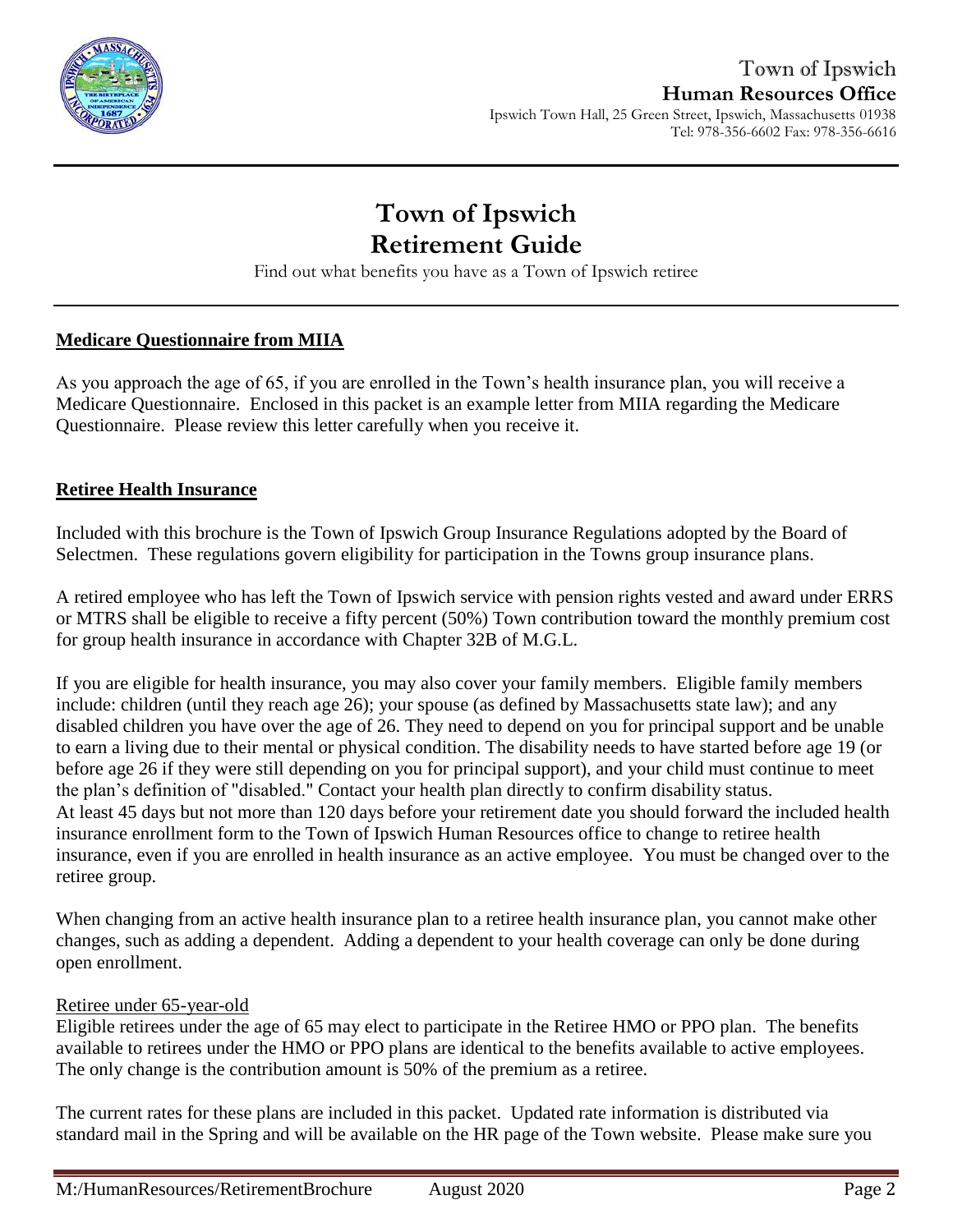# Town of Ipswich
## Human Resources Office

Ipswich Town Hall, 25 Green Street, Ipswich, Massachusetts 01938
Tel: 978-356-6602 Fax: 978-356-6616

# Town of Ipswich Retirement Guide

Find out what benefits you have as a Town of Ipswich retiree

## **Medicare Questionnaire from MIIA**

As you approach the age of 65, if you are enrolled in the Town's health insurance plan, you will receive a Medicare Questionnaire. Enclosed in this packet is an example letter from MIIA regarding the Medicare Questionnaire. Please review this letter carefully when you receive it.

## **Retiree Health Insurance**

Included with this brochure is the Town of Ipswich Group Insurance Regulations adopted by the Board of Selectmen. These regulations govern eligibility for participation in the Towns group insurance plans.

A retired employee who has left the Town of Ipswich service with pension rights vested and award under ERRS or MTRS shall be eligible to receive a fifty percent (50%) Town contribution toward the monthly premium cost for group health insurance in accordance with Chapter 32B of M.G.L.

If you are eligible for health insurance, you may also cover your family members. Eligible family members include: children (until they reach age 26); your spouse (as defined by Massachusetts state law); and any disabled children you have over the age of 26. They need to depend on you for principal support and be unable to earn a living due to their mental or physical condition. The disability needs to have started before age 19 (or before age 26 if they were still depending on you for principal support), and your child must continue to meet the plan's definition of "disabled." Contact your health plan directly to confirm disability status.
At least 45 days but not more than 120 days before your retirement date you should forward the included health insurance enrollment form to the Town of Ipswich Human Resources office to change to retiree health insurance, even if you are enrolled in health insurance as an active employee. You must be changed over to the retiree group.

When changing from an active health insurance plan to a retiree health insurance plan, you cannot make other changes, such as adding a dependent. Adding a dependent to your health coverage can only be done during open enrollment.

Retiree under 65-year-old

Eligible retirees under the age of 65 may elect to participate in the Retiree HMO or PPO plan. The benefits available to retirees under the HMO or PPO plans are identical to the benefits available to active employees. The only change is the contribution amount is 50% of the premium as a retiree.

The current rates for these plans are included in this packet. Updated rate information is distributed via standard mail in the Spring and will be available on the HR page of the Town website. Please make sure you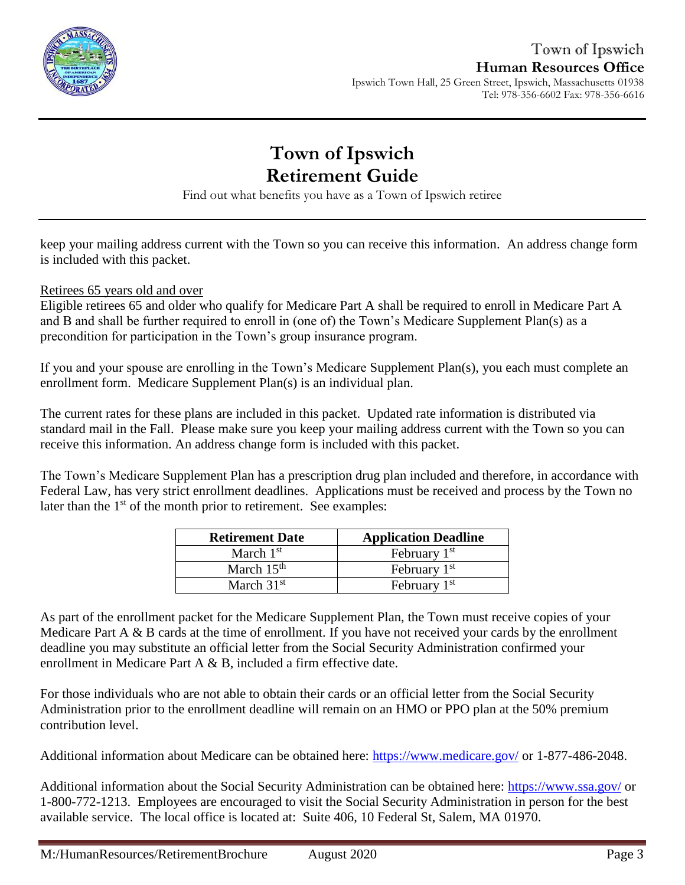keep your mailing address current with the Town so you can receive this information. An address change form is included with this packet.

Retirees 65 years old and over

Eligible retirees 65 and older who qualify for Medicare Part A shall be required to enroll in Medicare Part A and B and shall be further required to enroll in (one of) the Town's Medicare Supplement Plan(s) as a precondition for participation in the Town's group insurance program.

If you and your spouse are enrolling in the Town's Medicare Supplement Plan(s), you each must complete an enrollment form. Medicare Supplement Plan(s) is an individual plan.

The current rates for these plans are included in this packet. Updated rate information is distributed via standard mail in the Fall. Please make sure you keep your mailing address current with the Town so you can receive this information. An address change form is included with this packet.

The Town's Medicare Supplement Plan has a prescription drug plan included and therefore, in accordance with Federal Law, has very strict enrollment deadlines. Applications must be received and process by the Town no later than the 1st of the month prior to retirement. See examples:

| Retirement Date | Application Deadline |
|---|---|
| March 1st | February 1st |
| March 15th | February 1st |
| March 31st | February 1st |

As part of the enrollment packet for the Medicare Supplement Plan, the Town must receive copies of your Medicare Part A & B cards at the time of enrollment. If you have not received your cards by the enrollment deadline you may substitute an official letter from the Social Security Administration confirmed your enrollment in Medicare Part A & B, included a firm effective date.

For those individuals who are not able to obtain their cards or an official letter from the Social Security Administration prior to the enrollment deadline will remain on an HMO or PPO plan at the 50% premium contribution level.

Additional information about Medicare can be obtained here: https://www.medicare.gov/ or 1-877-486-2048.

Additional information about the Social Security Administration can be obtained here: https://www.ssa.gov/ or 1-800-772-1213. Employees are encouraged to visit the Social Security Administration in person for the best available service. The local office is located at: Suite 406, 10 Federal St, Salem, MA 01970.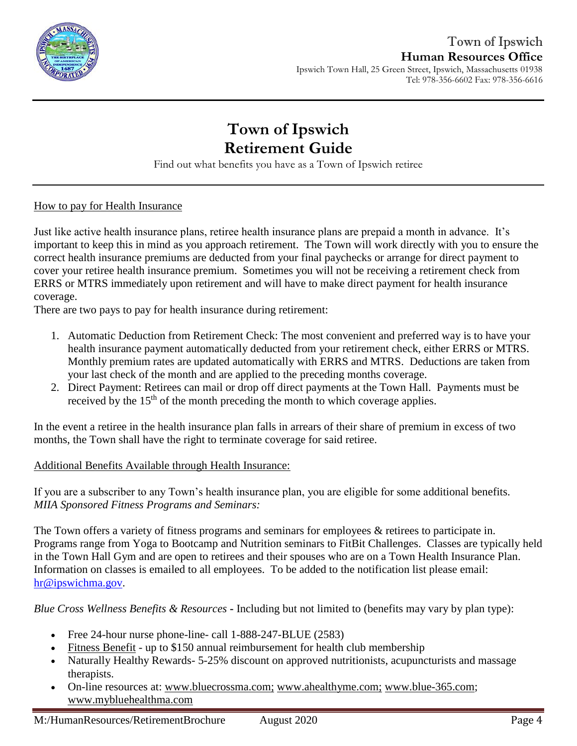Town of Ipswich
**Human Resources Office**
Ipswich Town Hall, 25 Green Street, Ipswich, Massachusetts 01938
Tel: 978-356-6602 Fax: 978-356-6616

# Town of Ipswich
# Retirement Guide

Find out what benefits you have as a Town of Ipswich retiree

How to pay for Health Insurance

Just like active health insurance plans, retiree health insurance plans are prepaid a month in advance. It's important to keep this in mind as you approach retirement. The Town will work directly with you to ensure the correct health insurance premiums are deducted from your final paychecks or arrange for direct payment to cover your retiree health insurance premium. Sometimes you will not be receiving a retirement check from ERRS or MTRS immediately upon retirement and will have to make direct payment for health insurance coverage.

There are two pays to pay for health insurance during retirement:

1. Automatic Deduction from Retirement Check: The most convenient and preferred way is to have your health insurance payment automatically deducted from your retirement check, either ERRS or MTRS. Monthly premium rates are updated automatically with ERRS and MTRS. Deductions are taken from your last check of the month and are applied to the preceding months coverage.
2. Direct Payment: Retirees can mail or drop off direct payments at the Town Hall. Payments must be received by the 15th of the month preceding the month to which coverage applies.

In the event a retiree in the health insurance plan falls in arrears of their share of premium in excess of two months, the Town shall have the right to terminate coverage for said retiree.

Additional Benefits Available through Health Insurance:

If you are a subscriber to any Town's health insurance plan, you are eligible for some additional benefits.
*MIIA Sponsored Fitness Programs and Seminars:*

The Town offers a variety of fitness programs and seminars for employees & retirees to participate in. Programs range from Yoga to Bootcamp and Nutrition seminars to FitBit Challenges. Classes are typically held in the Town Hall Gym and are open to retirees and their spouses who are on a Town Health Insurance Plan. Information on classes is emailed to all employees. To be added to the notification list please email: hr@ipswichma.gov.

*Blue Cross Wellness Benefits & Resources* - Including but not limited to (benefits may vary by plan type):

- Free 24-hour nurse phone-line- call 1-888-247-BLUE (2583)
- Fitness Benefit - up to $150 annual reimbursement for health club membership
- Naturally Healthy Rewards- 5-25% discount on approved nutritionists, acupuncturists and massage therapists.
- On-line resources at: www.bluecrossma.com; www.ahealthyme.com; www.blue-365.com; www.mybluehealthma.com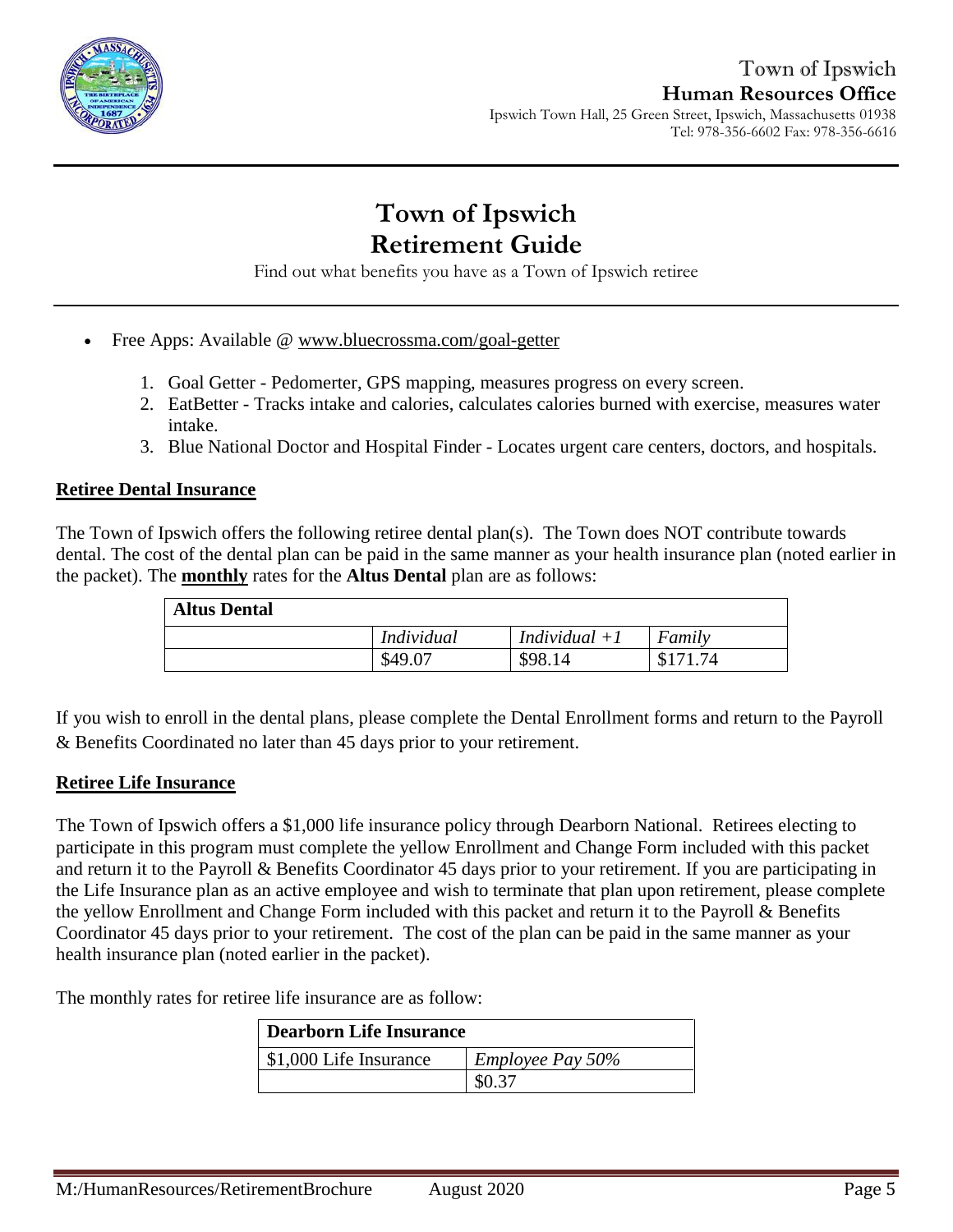- Free Apps: Available @ www.bluecrossma.com/goal-getter

    1. Goal Getter - Pedomerter, GPS mapping, measures progress on every screen.
    2. EatBetter - Tracks intake and calories, calculates calories burned with exercise, measures water intake.
    3. Blue National Doctor and Hospital Finder - Locates urgent care centers, doctors, and hospitals.

## Retiree Dental Insurance

The Town of Ipswich offers the following retiree dental plan(s). The Town does NOT contribute towards dental. The cost of the dental plan can be paid in the same manner as your health insurance plan (noted earlier in the packet). The **monthly** rates for the **Altus Dental** plan are as follows:

| **Altus Dental** | | | |
|---|---|---|---|
| | *Individual* | *Individual +1* | *Family* |
| | $49.07 | $98.14 | $171.74 |

If you wish to enroll in the dental plans, please complete the Dental Enrollment forms and return to the Payroll & Benefits Coordinated no later than 45 days prior to your retirement.

## Retiree Life Insurance

The Town of Ipswich offers a $1,000 life insurance policy through Dearborn National. Retirees electing to participate in this program must complete the yellow Enrollment and Change Form included with this packet and return it to the Payroll & Benefits Coordinator 45 days prior to your retirement. If you are participating in the Life Insurance plan as an active employee and wish to terminate that plan upon retirement, please complete the yellow Enrollment and Change Form included with this packet and return it to the Payroll & Benefits Coordinator 45 days prior to your retirement. The cost of the plan can be paid in the same manner as your health insurance plan (noted earlier in the packet).

The monthly rates for retiree life insurance are as follow:

| **Dearborn Life Insurance** | |
|---|---|
| $1,000 Life Insurance | *Employee Pay 50%* |
| | $0.37 |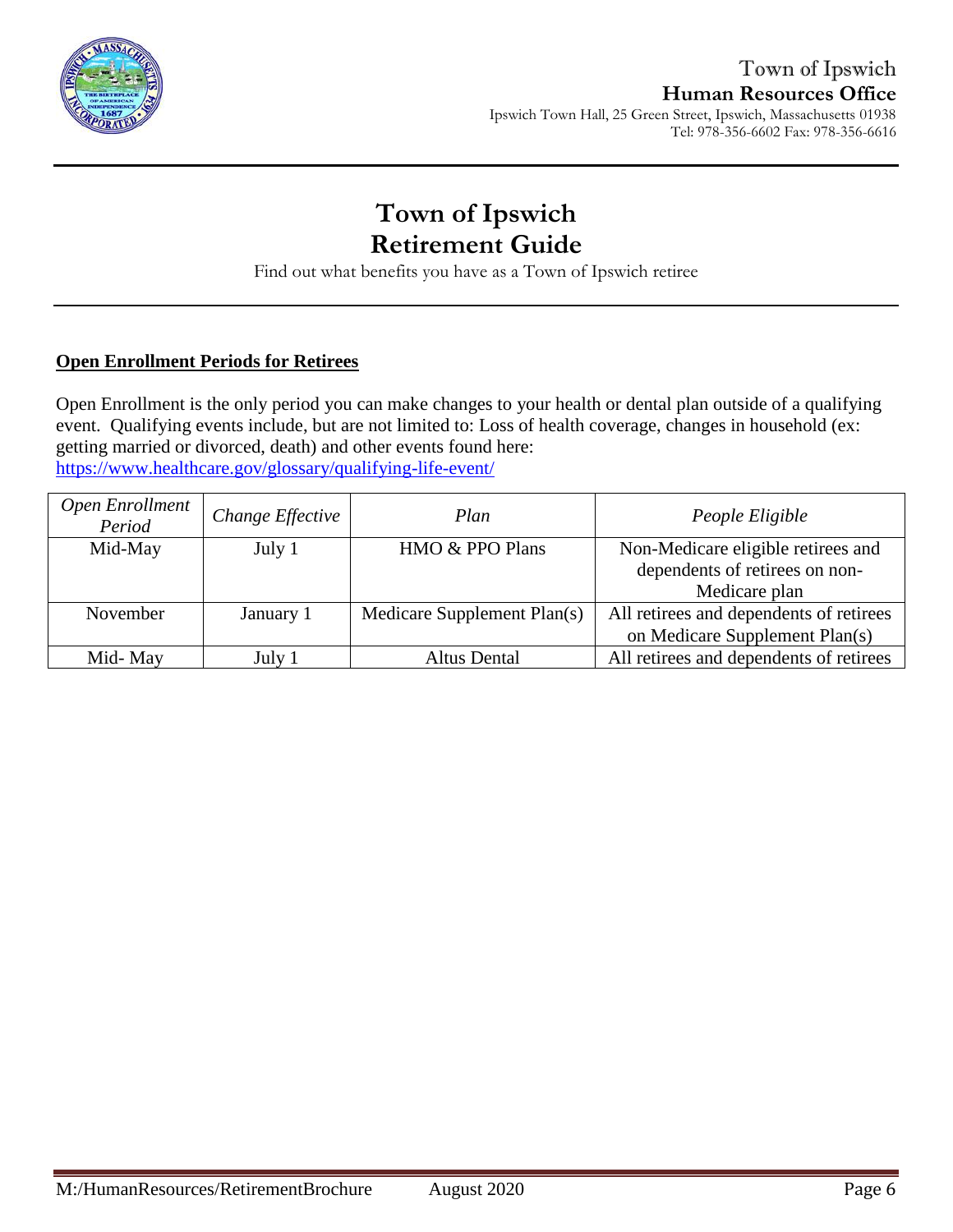# Town of Ipswich
# Retirement Guide

Find out what benefits you have as a Town of Ipswich retiree

**Open Enrollment Periods for Retirees**

Open Enrollment is the only period you can make changes to your health or dental plan outside of a qualifying event. Qualifying events include, but are not limited to: Loss of health coverage, changes in household (ex: getting married or divorced, death) and other events found here: https://www.healthcare.gov/glossary/qualifying-life-event/

| *Open Enrollment Period* | *Change Effective* | *Plan* | *People Eligible* |
|---|---|---|---|
| Mid-May | July 1 | HMO & PPO Plans | Non-Medicare eligible retirees and dependents of retirees on non-Medicare plan |
| November | January 1 | Medicare Supplement Plan(s) | All retirees and dependents of retirees on Medicare Supplement Plan(s) |
| Mid- May | July 1 | Altus Dental | All retirees and dependents of retirees |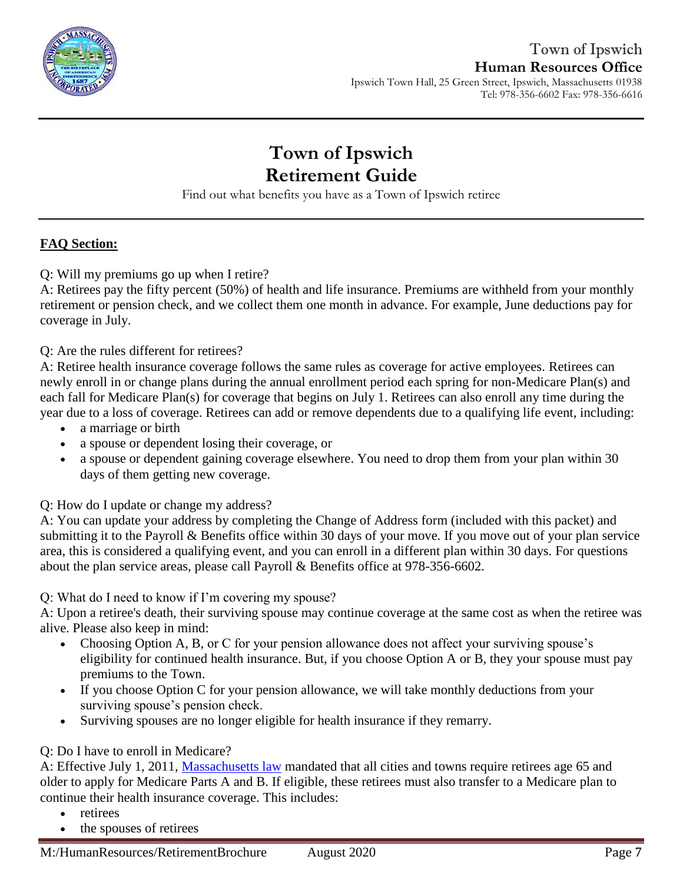# Town of Ipswich Retirement Guide

Find out what benefits you have as a Town of Ipswich retiree

**FAQ Section:**

Q: Will my premiums go up when I retire?

A: Retirees pay the fifty percent (50%) of health and life insurance. Premiums are withheld from your monthly retirement or pension check, and we collect them one month in advance. For example, June deductions pay for coverage in July.

Q: Are the rules different for retirees?

A: Retiree health insurance coverage follows the same rules as coverage for active employees. Retirees can newly enroll in or change plans during the annual enrollment period each spring for non-Medicare Plan(s) and each fall for Medicare Plan(s) for coverage that begins on July 1. Retirees can also enroll any time during the year due to a loss of coverage. Retirees can add or remove dependents due to a qualifying life event, including:

- a marriage or birth
- a spouse or dependent losing their coverage, or
- a spouse or dependent gaining coverage elsewhere. You need to drop them from your plan within 30 days of them getting new coverage.

Q: How do I update or change my address?

A: You can update your address by completing the Change of Address form (included with this packet) and submitting it to the Payroll & Benefits office within 30 days of your move. If you move out of your plan service area, this is considered a qualifying event, and you can enroll in a different plan within 30 days. For questions about the plan service areas, please call Payroll & Benefits office at 978-356-6602.

Q: What do I need to know if I'm covering my spouse?

A: Upon a retiree's death, their surviving spouse may continue coverage at the same cost as when the retiree was alive. Please also keep in mind:

- Choosing Option A, B, or C for your pension allowance does not affect your surviving spouse's eligibility for continued health insurance. But, if you choose Option A or B, they your spouse must pay premiums to the Town.
- If you choose Option C for your pension allowance, we will take monthly deductions from your surviving spouse's pension check.
- Surviving spouses are no longer eligible for health insurance if they remarry.

Q: Do I have to enroll in Medicare?

A: Effective July 1, 2011, Massachusetts law mandated that all cities and towns require retirees age 65 and older to apply for Medicare Parts A and B. If eligible, these retirees must also transfer to a Medicare plan to continue their health insurance coverage. This includes:

- retirees
- the spouses of retirees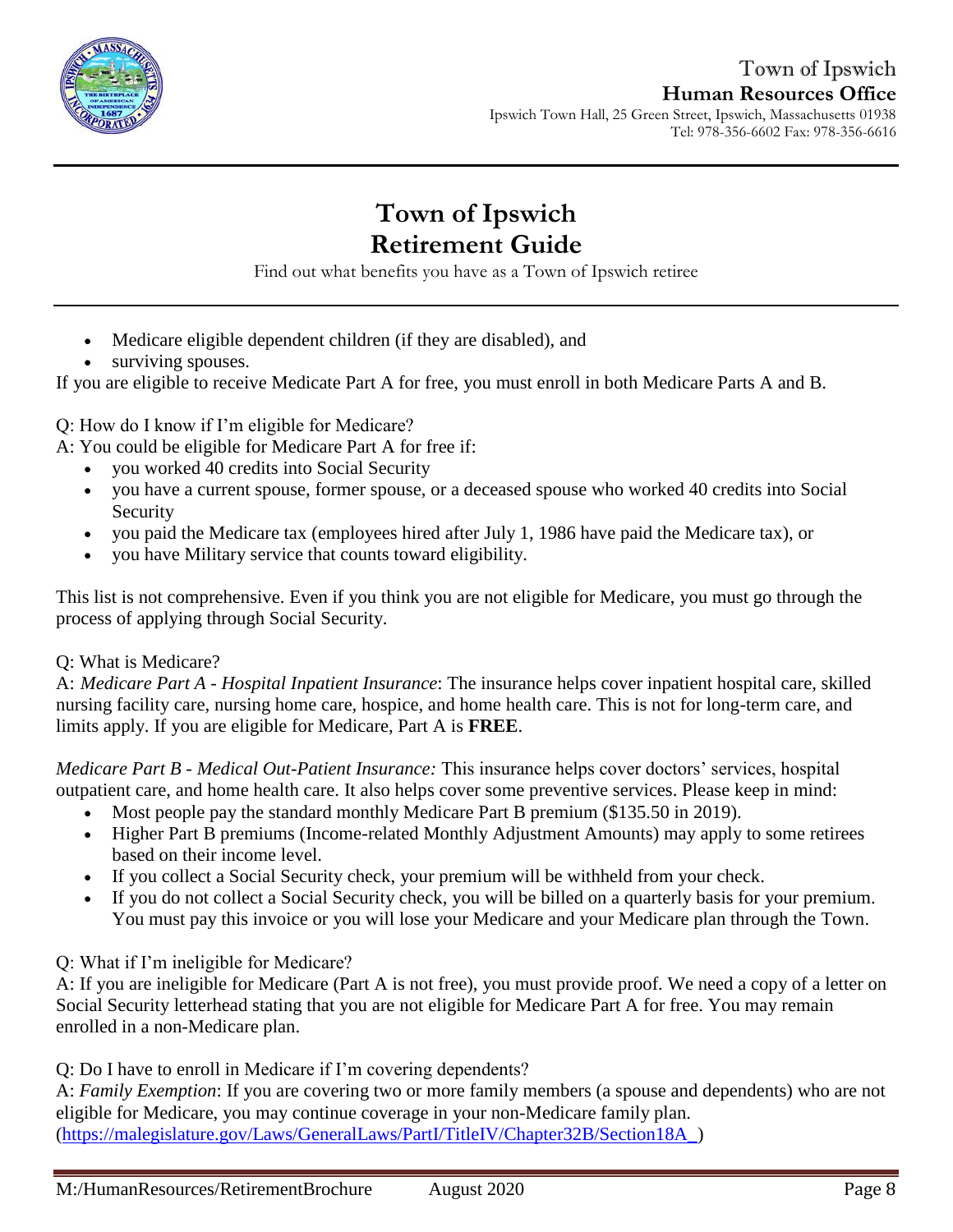- Medicare eligible dependent children (if they are disabled), and
- surviving spouses.

If you are eligible to receive Medicate Part A for free, you must enroll in both Medicare Parts A and B.

Q: How do I know if I'm eligible for Medicare?

A: You could be eligible for Medicare Part A for free if:

- you worked 40 credits into Social Security
- you have a current spouse, former spouse, or a deceased spouse who worked 40 credits into Social Security
- you paid the Medicare tax (employees hired after July 1, 1986 have paid the Medicare tax), or
- you have Military service that counts toward eligibility.

This list is not comprehensive. Even if you think you are not eligible for Medicare, you must go through the process of applying through Social Security.

Q: What is Medicare?

A: *Medicare Part A - Hospital Inpatient Insurance*: The insurance helps cover inpatient hospital care, skilled nursing facility care, nursing home care, hospice, and home health care. This is not for long-term care, and limits apply. If you are eligible for Medicare, Part A is **FREE**.

*Medicare Part B - Medical Out-Patient Insurance:* This insurance helps cover doctors' services, hospital outpatient care, and home health care. It also helps cover some preventive services. Please keep in mind:

- Most people pay the standard monthly Medicare Part B premium ($135.50 in 2019).
- Higher Part B premiums (Income-related Monthly Adjustment Amounts) may apply to some retirees based on their income level.
- If you collect a Social Security check, your premium will be withheld from your check.
- If you do not collect a Social Security check, you will be billed on a quarterly basis for your premium. You must pay this invoice or you will lose your Medicare and your Medicare plan through the Town.

Q: What if I'm ineligible for Medicare?

A: If you are ineligible for Medicare (Part A is not free), you must provide proof. We need a copy of a letter on Social Security letterhead stating that you are not eligible for Medicare Part A for free. You may remain enrolled in a non-Medicare plan.

Q: Do I have to enroll in Medicare if I'm covering dependents?

A: *Family Exemption*: If you are covering two or more family members (a spouse and dependents) who are not eligible for Medicare, you may continue coverage in your non-Medicare family plan. (https://malegislature.gov/Laws/GeneralLaws/PartI/TitleIV/Chapter32B/Section18A_)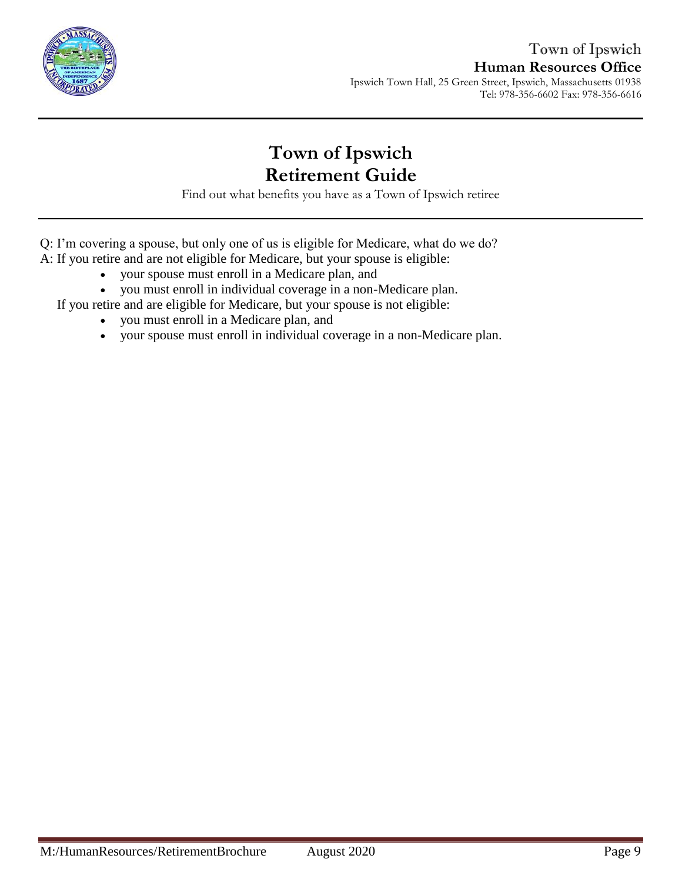# Town of Ipswich
# Retirement Guide

Find out what benefits you have as a Town of Ipswich retiree

Q: I'm covering a spouse, but only one of us is eligible for Medicare, what do we do?

A: If you retire and are not eligible for Medicare, but your spouse is eligible:

- your spouse must enroll in a Medicare plan, and
- you must enroll in individual coverage in a non-Medicare plan.

If you retire and are eligible for Medicare, but your spouse is not eligible:

- you must enroll in a Medicare plan, and
- your spouse must enroll in individual coverage in a non-Medicare plan.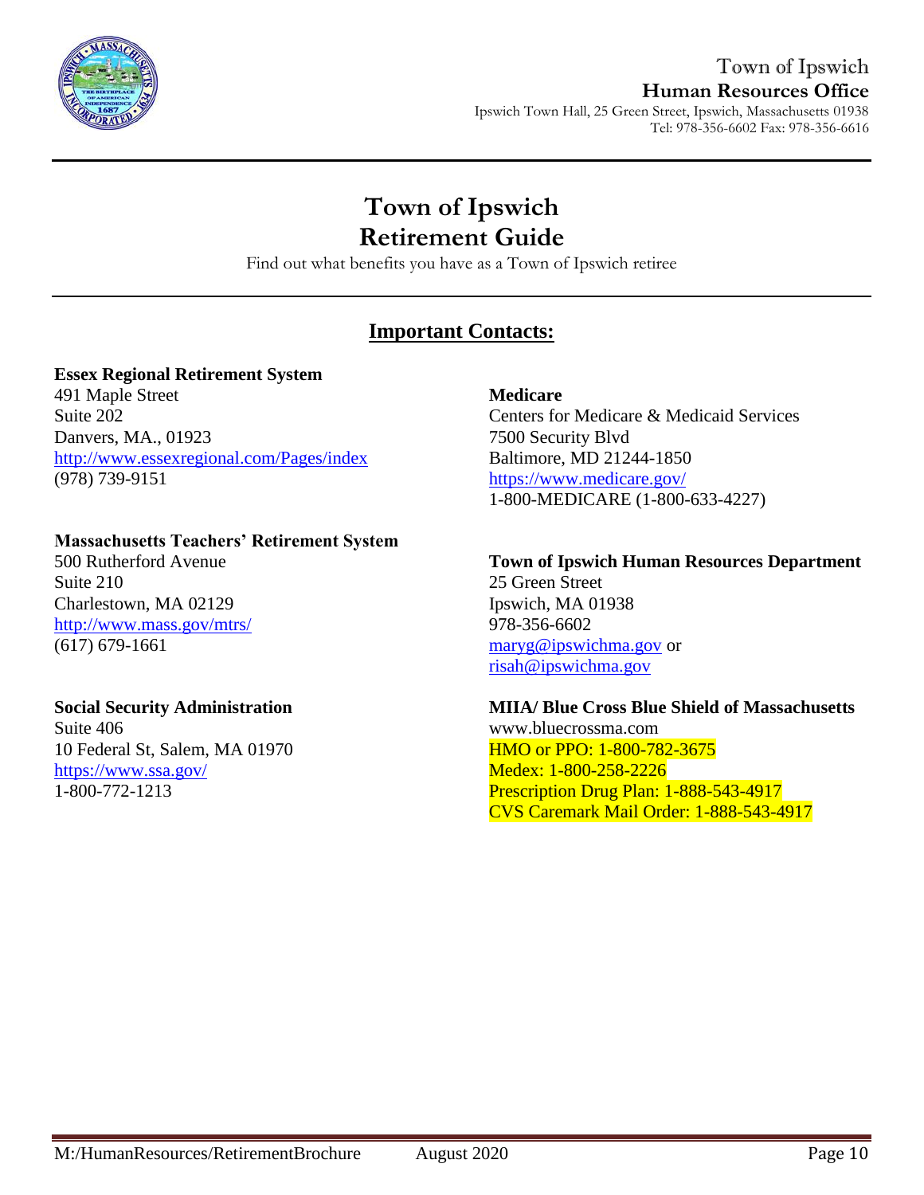Town of Ipswich
**Human Resources Office**
Ipswich Town Hall, 25 Green Street, Ipswich, Massachusetts 01938
Tel: 978-356-6602 Fax: 978-356-6616

# Town of Ipswich Retirement Guide

Find out what benefits you have as a Town of Ipswich retiree

## Important Contacts:

**Essex Regional Retirement System**
491 Maple Street
Suite 202
Danvers, MA., 01923
http://www.essexregional.com/Pages/index
(978) 739-9151

**Massachusetts Teachers' Retirement System**
500 Rutherford Avenue
Suite 210
Charlestown, MA 02129
http://www.mass.gov/mtrs/
(617) 679-1661

**Social Security Administration**
Suite 406
10 Federal St, Salem, MA 01970
https://www.ssa.gov/
1-800-772-1213

**Medicare**
Centers for Medicare & Medicaid Services
7500 Security Blvd
Baltimore, MD 21244-1850
https://www.medicare.gov/
1-800-MEDICARE (1-800-633-4227)

**Town of Ipswich Human Resources Department**
25 Green Street
Ipswich, MA 01938
978-356-6602
maryg@ipswichma.gov or
risah@ipswichma.gov

**MIIA/ Blue Cross Blue Shield of Massachusetts**
www.bluecrossma.com
HMO or PPO: 1-800-782-3675
Medex: 1-800-258-2226
Prescription Drug Plan: 1-888-543-4917
CVS Caremark Mail Order: 1-888-543-4917